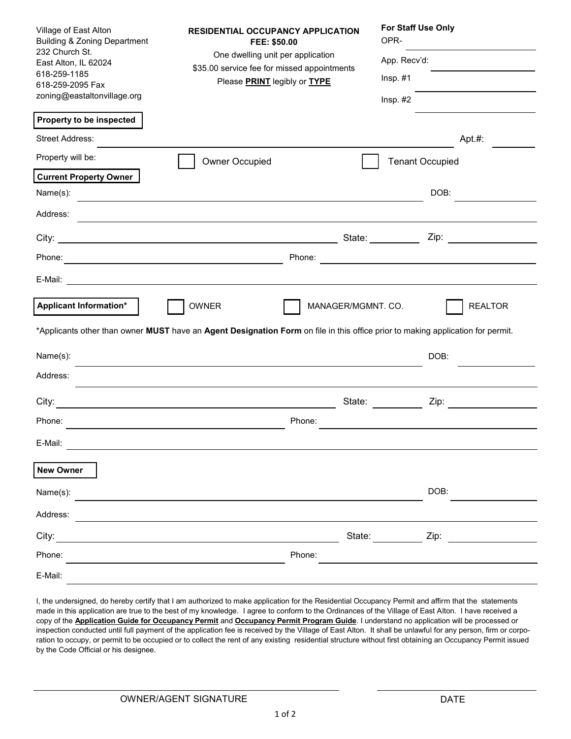Village of East Alton
Building & Zoning Department
232 Church St.
East Alton, IL 62024
618-259-1185
618-259-2095 Fax
zoning@eastaltonvillage.org

**RESIDENTIAL OCCUPANCY APPLICATION**
**FEE: $50.00**
One dwelling unit per application
$35.00 service fee for missed appointments
Please **PRINT** legibly or **TYPE**

**For Staff Use Only**
OPR- ______________
App. Recv'd: ______________
Insp. #1 ______________
Insp. #2 ______________

**Property to be inspected**

Street Address: ______________________________ Apt.#: ________

Property will be: ☐ Owner Occupied ☐ Tenant Occupied

**Current Property Owner**

Name(s): ______________________________ DOB: ________

Address: ______________________________

City: ______________________ State: ________ Zip: ________

Phone: ______________________ Phone: ______________________

E-Mail: ______________________________

**Applicant Information*** ☐ OWNER ☐ MANAGER/MGMNT. CO. ☐ REALTOR

*Applicants other than owner **MUST** have an **Agent Designation Form** on file in this office prior to making application for permit.

Name(s): ______________________________ DOB: ________

Address: ______________________________

City: ______________________ State: ________ Zip: ________

Phone: ______________________ Phone: ______________________

E-Mail: ______________________________

**New Owner**

Name(s): ______________________________ DOB: ________

Address: ______________________________

City: ______________________ State: ________ Zip: ________

Phone: ______________________ Phone: ______________________

E-Mail: ______________________________

I, the undersigned, do hereby certify that I am authorized to make application for the Residential Occupancy Permit and affirm that the statements made in this application are true to the best of my knowledge. I agree to conform to the Ordinances of the Village of East Alton. I have received a copy of the **Application Guide for Occupancy Permit** and **Occupancy Permit Program Guide**. I understand no application will be processed or inspection conducted until full payment of the application fee is received by the Village of East Alton. It shall be unlawful for any person, firm or corporation to occupy, or permit to be occupied or to collect the rent of any existing residential structure without first obtaining an Occupancy Permit issued by the Code Official or his designee.

______________________________ ______________
OWNER/AGENT SIGNATURE DATE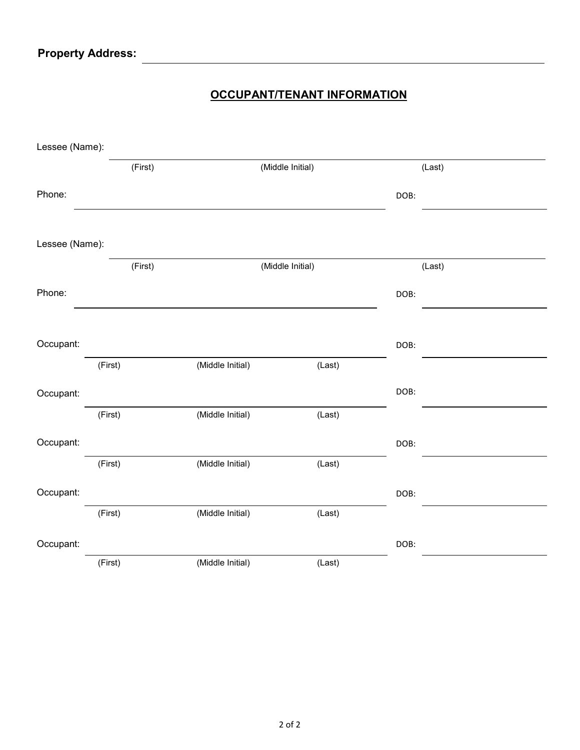**Property Address:** ______________________________________________

## OCCUPANT/TENANT INFORMATION

Lessee (Name): ______________________________________________

(First) (Middle Initial) (Last)

Phone: ______________________________ DOB: ______________

Lessee (Name): ______________________________________________

(First) (Middle Initial) (Last)

Phone: ______________________________ DOB: ______________

Occupant: ______________________________ DOB: ______________

(First) (Middle Initial) (Last)

Occupant: ______________________________ DOB: ______________

(First) (Middle Initial) (Last)

Occupant: ______________________________ DOB: ______________

(First) (Middle Initial) (Last)

Occupant: ______________________________ DOB: ______________

(First) (Middle Initial) (Last)

Occupant: ______________________________ DOB: ______________

(First) (Middle Initial) (Last)